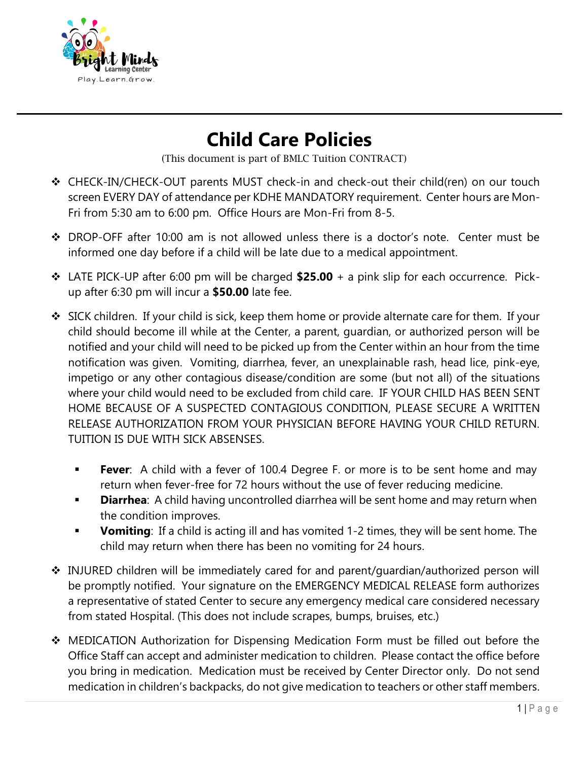# Child Care Policies

(This document is part of BMLC Tuition CONTRACT)

- CHECK-IN/CHECK-OUT parents MUST check-in and check-out their child(ren) on our touch screen EVERY DAY of attendance per KDHE MANDATORY requirement. Center hours are Mon-Fri from 5:30 am to 6:00 pm. Office Hours are Mon-Fri from 8-5.

- DROP-OFF after 10:00 am is not allowed unless there is a doctor's note. Center must be informed one day before if a child will be late due to a medical appointment.

- LATE PICK-UP after 6:00 pm will be charged **$25.00** + a pink slip for each occurrence. Pick-up after 6:30 pm will incur a **$50.00** late fee.

- SICK children. If your child is sick, keep them home or provide alternate care for them. If your child should become ill while at the Center, a parent, guardian, or authorized person will be notified and your child will need to be picked up from the Center within an hour from the time notification was given. Vomiting, diarrhea, fever, an unexplainable rash, head lice, pink-eye, impetigo or any other contagious disease/condition are some (but not all) of the situations where your child would need to be excluded from child care. IF YOUR CHILD HAS BEEN SENT HOME BECAUSE OF A SUSPECTED CONTAGIOUS CONDITION, PLEASE SECURE A WRITTEN RELEASE AUTHORIZATION FROM YOUR PHYSICIAN BEFORE HAVING YOUR CHILD RETURN. TUITION IS DUE WITH SICK ABSENSES.

  - **Fever**: A child with a fever of 100.4 Degree F. or more is to be sent home and may return when fever-free for 72 hours without the use of fever reducing medicine.
  - **Diarrhea**: A child having uncontrolled diarrhea will be sent home and may return when the condition improves.
  - **Vomiting**: If a child is acting ill and has vomited 1-2 times, they will be sent home. The child may return when there has been no vomiting for 24 hours.

- INJURED children will be immediately cared for and parent/guardian/authorized person will be promptly notified. Your signature on the EMERGENCY MEDICAL RELEASE form authorizes a representative of stated Center to secure any emergency medical care considered necessary from stated Hospital. (This does not include scrapes, bumps, bruises, etc.)

- MEDICATION Authorization for Dispensing Medication Form must be filled out before the Office Staff can accept and administer medication to children. Please contact the office before you bring in medication. Medication must be received by Center Director only. Do not send medication in children's backpacks, do not give medication to teachers or other staff members.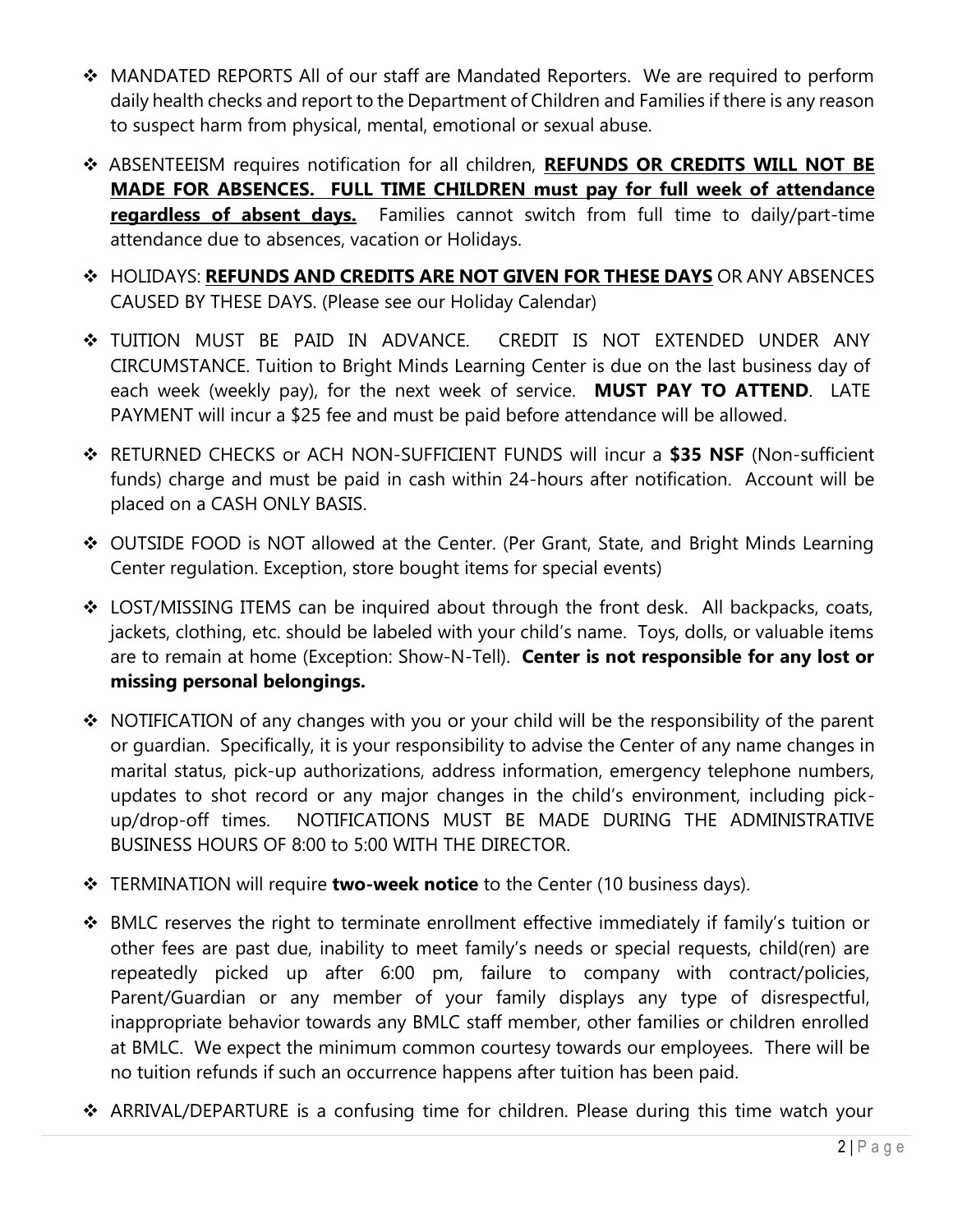- MANDATED REPORTS All of our staff are Mandated Reporters. We are required to perform daily health checks and report to the Department of Children and Families if there is any reason to suspect harm from physical, mental, emotional or sexual abuse.

- ABSENTEEISM requires notification for all children, **REFUNDS OR CREDITS WILL NOT BE MADE FOR ABSENCES. FULL TIME CHILDREN must pay for full week of attendance regardless of absent days.** Families cannot switch from full time to daily/part-time attendance due to absences, vacation or Holidays.

- HOLIDAYS: **REFUNDS AND CREDITS ARE NOT GIVEN FOR THESE DAYS** OR ANY ABSENCES CAUSED BY THESE DAYS. (Please see our Holiday Calendar)

- TUITION MUST BE PAID IN ADVANCE. CREDIT IS NOT EXTENDED UNDER ANY CIRCUMSTANCE. Tuition to Bright Minds Learning Center is due on the last business day of each week (weekly pay), for the next week of service. **MUST PAY TO ATTEND**. LATE PAYMENT will incur a $25 fee and must be paid before attendance will be allowed.

- RETURNED CHECKS or ACH NON-SUFFICIENT FUNDS will incur a **$35 NSF** (Non-sufficient funds) charge and must be paid in cash within 24-hours after notification. Account will be placed on a CASH ONLY BASIS.

- OUTSIDE FOOD is NOT allowed at the Center. (Per Grant, State, and Bright Minds Learning Center regulation. Exception, store bought items for special events)

- LOST/MISSING ITEMS can be inquired about through the front desk. All backpacks, coats, jackets, clothing, etc. should be labeled with your child's name. Toys, dolls, or valuable items are to remain at home (Exception: Show-N-Tell). **Center is not responsible for any lost or missing personal belongings.**

- NOTIFICATION of any changes with you or your child will be the responsibility of the parent or guardian. Specifically, it is your responsibility to advise the Center of any name changes in marital status, pick-up authorizations, address information, emergency telephone numbers, updates to shot record or any major changes in the child's environment, including pick-up/drop-off times. NOTIFICATIONS MUST BE MADE DURING THE ADMINISTRATIVE BUSINESS HOURS OF 8:00 to 5:00 WITH THE DIRECTOR.

- TERMINATION will require **two-week notice** to the Center (10 business days).

- BMLC reserves the right to terminate enrollment effective immediately if family's tuition or other fees are past due, inability to meet family's needs or special requests, child(ren) are repeatedly picked up after 6:00 pm, failure to company with contract/policies, Parent/Guardian or any member of your family displays any type of disrespectful, inappropriate behavior towards any BMLC staff member, other families or children enrolled at BMLC. We expect the minimum common courtesy towards our employees. There will be no tuition refunds if such an occurrence happens after tuition has been paid.

- ARRIVAL/DEPARTURE is a confusing time for children. Please during this time watch your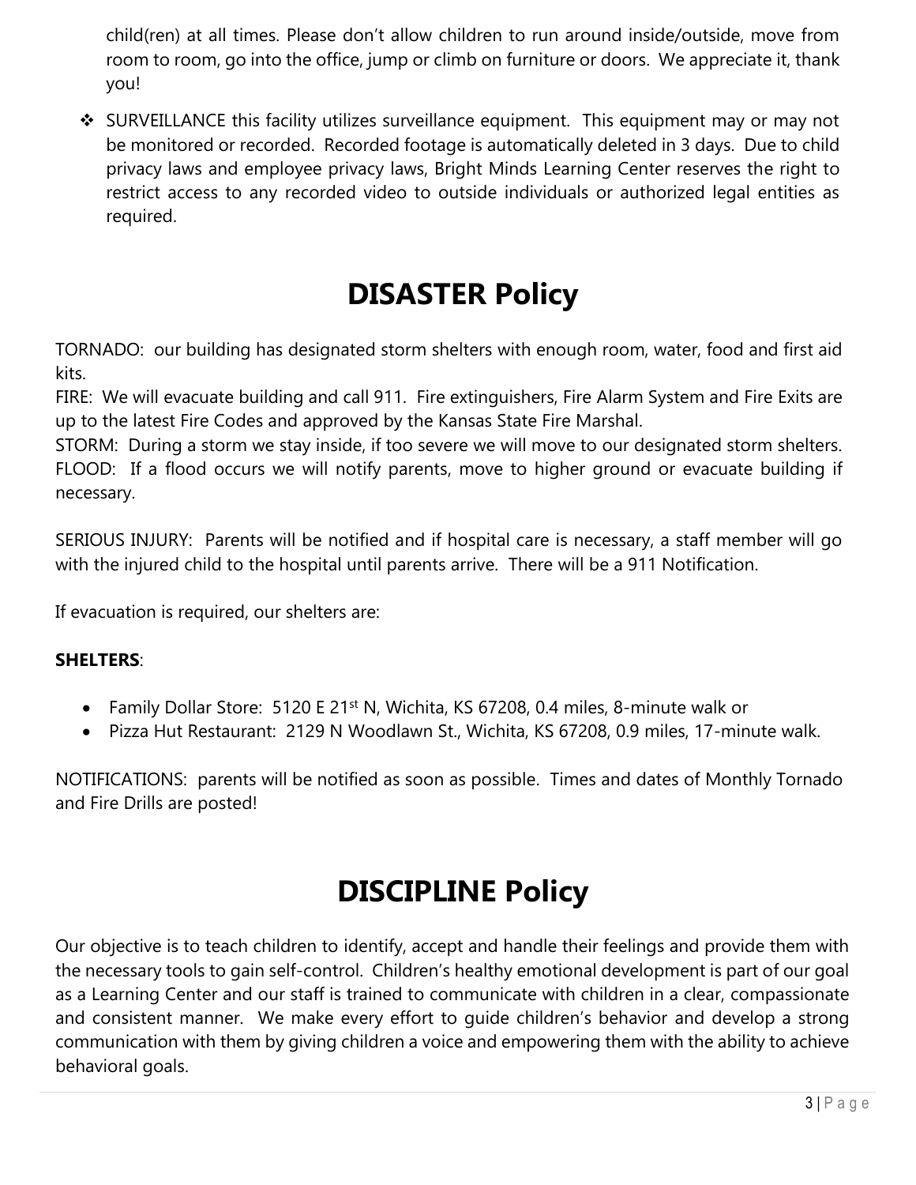child(ren) at all times. Please don't allow children to run around inside/outside, move from room to room, go into the office, jump or climb on furniture or doors. We appreciate it, thank you!

- SURVEILLANCE this facility utilizes surveillance equipment. This equipment may or may not be monitored or recorded. Recorded footage is automatically deleted in 3 days. Due to child privacy laws and employee privacy laws, Bright Minds Learning Center reserves the right to restrict access to any recorded video to outside individuals or authorized legal entities as required.

# DISASTER Policy

TORNADO: our building has designated storm shelters with enough room, water, food and first aid kits.
FIRE: We will evacuate building and call 911. Fire extinguishers, Fire Alarm System and Fire Exits are up to the latest Fire Codes and approved by the Kansas State Fire Marshal.
STORM: During a storm we stay inside, if too severe we will move to our designated storm shelters.
FLOOD: If a flood occurs we will notify parents, move to higher ground or evacuate building if necessary.

SERIOUS INJURY: Parents will be notified and if hospital care is necessary, a staff member will go with the injured child to the hospital until parents arrive. There will be a 911 Notification.

If evacuation is required, our shelters are:

**SHELTERS**:

- Family Dollar Store: 5120 E 21st N, Wichita, KS 67208, 0.4 miles, 8-minute walk or
- Pizza Hut Restaurant: 2129 N Woodlawn St., Wichita, KS 67208, 0.9 miles, 17-minute walk.

NOTIFICATIONS: parents will be notified as soon as possible. Times and dates of Monthly Tornado and Fire Drills are posted!

# DISCIPLINE Policy

Our objective is to teach children to identify, accept and handle their feelings and provide them with the necessary tools to gain self-control. Children's healthy emotional development is part of our goal as a Learning Center and our staff is trained to communicate with children in a clear, compassionate and consistent manner. We make every effort to guide children's behavior and develop a strong communication with them by giving children a voice and empowering them with the ability to achieve behavioral goals.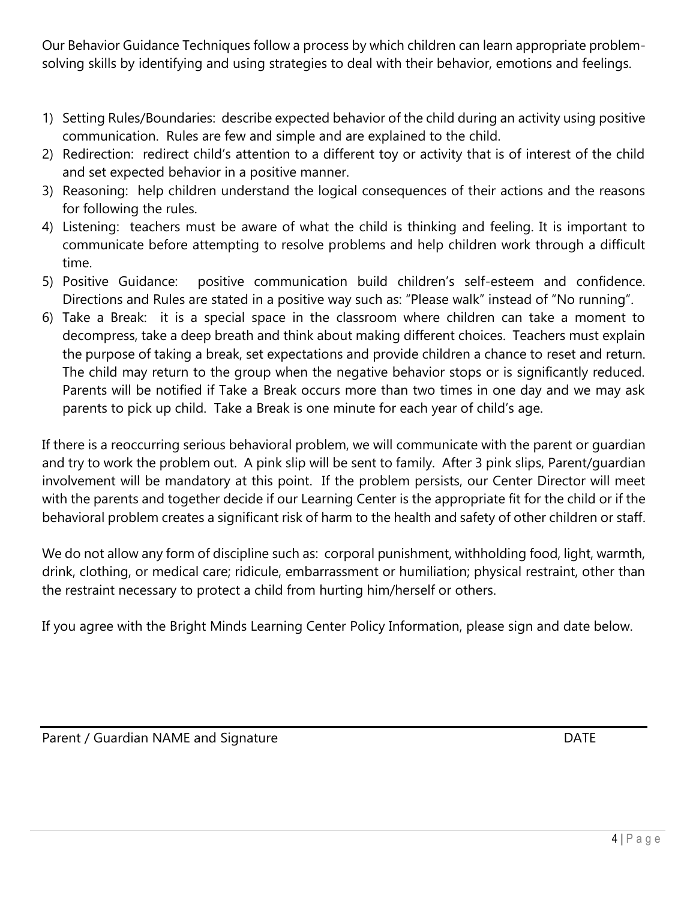Our Behavior Guidance Techniques follow a process by which children can learn appropriate problem-solving skills by identifying and using strategies to deal with their behavior, emotions and feelings.

1) Setting Rules/Boundaries: describe expected behavior of the child during an activity using positive communication. Rules are few and simple and are explained to the child.
2) Redirection: redirect child's attention to a different toy or activity that is of interest of the child and set expected behavior in a positive manner.
3) Reasoning: help children understand the logical consequences of their actions and the reasons for following the rules.
4) Listening: teachers must be aware of what the child is thinking and feeling. It is important to communicate before attempting to resolve problems and help children work through a difficult time.
5) Positive Guidance: positive communication build children's self-esteem and confidence. Directions and Rules are stated in a positive way such as: "Please walk" instead of "No running".
6) Take a Break: it is a special space in the classroom where children can take a moment to decompress, take a deep breath and think about making different choices. Teachers must explain the purpose of taking a break, set expectations and provide children a chance to reset and return. The child may return to the group when the negative behavior stops or is significantly reduced. Parents will be notified if Take a Break occurs more than two times in one day and we may ask parents to pick up child. Take a Break is one minute for each year of child's age.

If there is a reoccurring serious behavioral problem, we will communicate with the parent or guardian and try to work the problem out. A pink slip will be sent to family. After 3 pink slips, Parent/guardian involvement will be mandatory at this point. If the problem persists, our Center Director will meet with the parents and together decide if our Learning Center is the appropriate fit for the child or if the behavioral problem creates a significant risk of harm to the health and safety of other children or staff.

We do not allow any form of discipline such as: corporal punishment, withholding food, light, warmth, drink, clothing, or medical care; ridicule, embarrassment or humiliation; physical restraint, other than the restraint necessary to protect a child from hurting him/herself or others.

If you agree with the Bright Minds Learning Center Policy Information, please sign and date below.

\_\_\_\_\_\_\_\_\_\_\_\_\_\_\_\_\_\_\_\_\_\_\_\_\_\_\_\_\_\_\_\_\_\_\_\_\_\_\_\_\_\_\_\_\_\_\_\_\_\_\_\_\_\_\_\_\_\_\_\_

Parent / Guardian NAME and Signature DATE